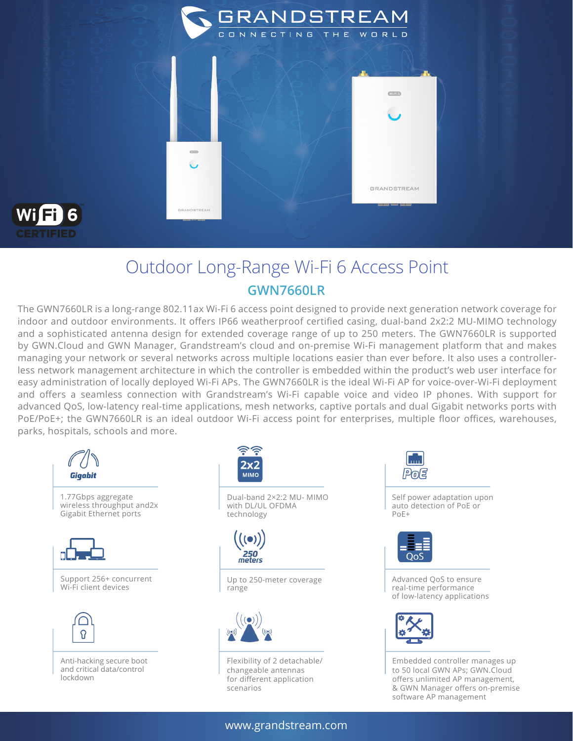# Outdoor Long-Range Wi-Fi 6 Access Point

## GWN7660LR

The GWN7660LR is a long-range 802.11ax Wi-Fi 6 access point designed to provide next generation network coverage for indoor and outdoor environments. It offers IP66 weatherproof certified casing, dual-band 2x2:2 MU-MIMO technology and a sophisticated antenna design for extended coverage range of up to 250 meters. The GWN7660LR is supported by GWN.Cloud and GWN Manager, Grandstream's cloud and on-premise Wi-Fi management platform that and makes managing your network or several networks across multiple locations easier than ever before. It also uses a controller-less network management architecture in which the controller is embedded within the product's web user interface for easy administration of locally deployed Wi-Fi APs. The GWN7660LR is the ideal Wi-Fi AP for voice-over-Wi-Fi deployment and offers a seamless connection with Grandstream's Wi-Fi capable voice and video IP phones. With support for advanced QoS, low-latency real-time applications, mesh networks, captive portals and dual Gigabit networks ports with PoE/PoE+; the GWN7660LR is an ideal outdoor Wi-Fi access point for enterprises, multiple floor offices, warehouses, parks, hospitals, schools and more.

- 1.77Gbps aggregate wireless throughput and2x Gigabit Ethernet ports
- Dual-band 2×2:2 MU- MIMO with DL/UL OFDMA technology
- Self power adaptation upon auto detection of PoE or PoE+
- Support 256+ concurrent Wi-Fi client devices
- Up to 250-meter coverage range
- Advanced QoS to ensure real-time performance of low-latency applications
- Anti-hacking secure boot and critical data/control lockdown
- Flexibility of 2 detachable/ changeable antennas for different application scenarios
- Embedded controller manages up to 50 local GWN APs; GWN.Cloud offers unlimited AP management, & GWN Manager offers on-premise software AP management

www.grandstream.com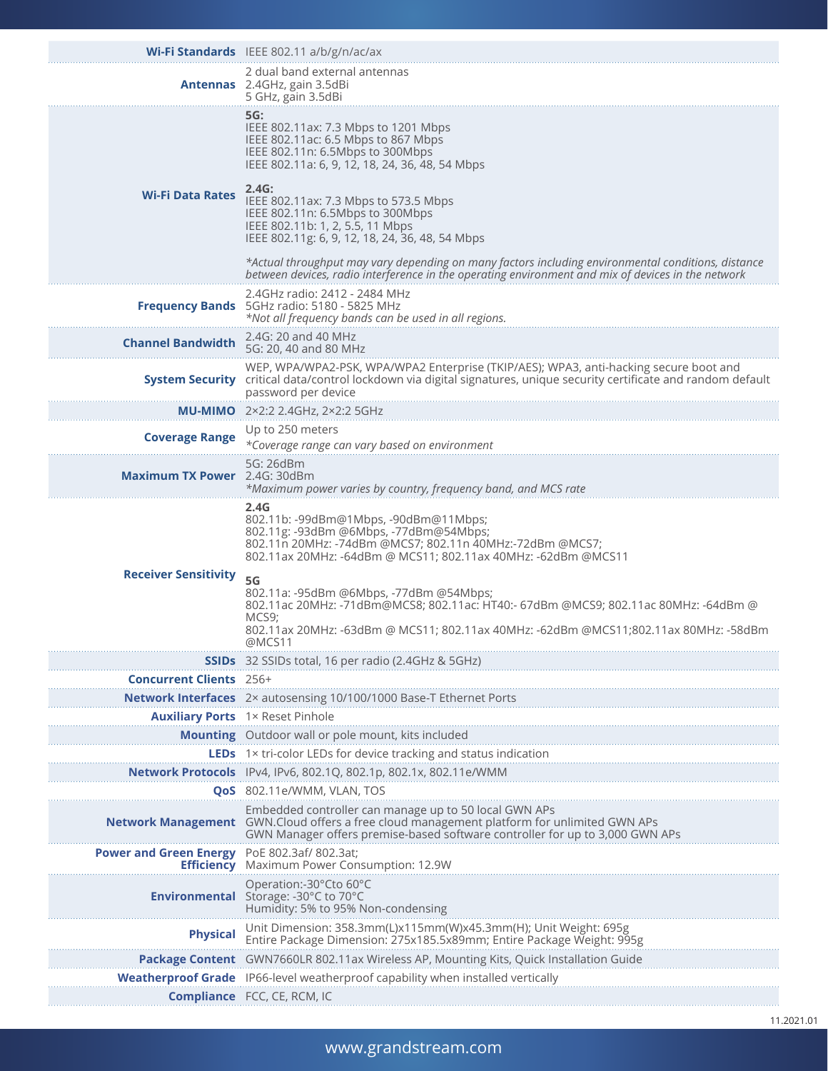| | |
|---|---|
| **Wi-Fi Standards** | IEEE 802.11 a/b/g/n/ac/ax |
| **Antennas** | 2 dual band external antennas<br>2.4GHz, gain 3.5dBi<br>5 GHz, gain 3.5dBi |
| **Wi-Fi Data Rates** | **5G:**<br>IEEE 802.11ax: 7.3 Mbps to 1201 Mbps<br>IEEE 802.11ac: 6.5 Mbps to 867 Mbps<br>IEEE 802.11n: 6.5Mbps to 300Mbps<br>IEEE 802.11a: 6, 9, 12, 18, 24, 36, 48, 54 Mbps<br><br>**2.4G:**<br>IEEE 802.11ax: 7.3 Mbps to 573.5 Mbps<br>IEEE 802.11n: 6.5Mbps to 300Mbps<br>IEEE 802.11b: 1, 2, 5.5, 11 Mbps<br>IEEE 802.11g: 6, 9, 12, 18, 24, 36, 48, 54 Mbps<br><br>*\*Actual throughput may vary depending on many factors including environmental conditions, distance between devices, radio interference in the operating environment and mix of devices in the network* |
| **Frequency Bands** | 2.4GHz radio: 2412 - 2484 MHz<br>5GHz radio: 5180 - 5825 MHz<br>*\*Not all frequency bands can be used in all regions.* |
| **Channel Bandwidth** | 2.4G: 20 and 40 MHz<br>5G: 20, 40 and 80 MHz |
| **System Security** | WEP, WPA/WPA2-PSK, WPA/WPA2 Enterprise (TKIP/AES); WPA3, anti-hacking secure boot and critical data/control lockdown via digital signatures, unique security certificate and random default password per device |
| **MU-MIMO** | 2×2:2 2.4GHz, 2×2:2 5GHz |
| **Coverage Range** | Up to 250 meters<br>*\*Coverage range can vary based on environment* |
| **Maximum TX Power** | 5G: 26dBm<br>2.4G: 30dBm<br>*\*Maximum power varies by country, frequency band, and MCS rate* |
| **Receiver Sensitivity** | **2.4G**<br>802.11b: -99dBm@1Mbps, -90dBm@11Mbps;<br>802.11g: -93dBm @6Mbps, -77dBm@54Mbps;<br>802.11n 20MHz: -74dBm @MCS7; 802.11n 40MHz:-72dBm @MCS7;<br>802.11ax 20MHz: -64dBm @ MCS11; 802.11ax 40MHz: -62dBm @MCS11<br><br>**5G**<br>802.11a: -95dBm @6Mbps, -77dBm @54Mbps;<br>802.11ac 20MHz: -71dBm@MCS8; 802.11ac: HT40:- 67dBm @MCS9; 802.11ac 80MHz: -64dBm @ MCS9;<br>802.11ax 20MHz: -63dBm @ MCS11; 802.11ax 40MHz: -62dBm @MCS11;802.11ax 80MHz: -58dBm @MCS11 |
| **SSIDs** | 32 SSIDs total, 16 per radio (2.4GHz & 5GHz) |
| **Concurrent Clients** | 256+ |
| **Network Interfaces** | 2× autosensing 10/100/1000 Base-T Ethernet Ports |
| **Auxiliary Ports** | 1× Reset Pinhole |
| **Mounting** | Outdoor wall or pole mount, kits included |
| **LEDs** | 1× tri-color LEDs for device tracking and status indication |
| **Network Protocols** | IPv4, IPv6, 802.1Q, 802.1p, 802.1x, 802.11e/WMM |
| **QoS** | 802.11e/WMM, VLAN, TOS |
| **Network Management** | Embedded controller can manage up to 50 local GWN APs<br>GWN.Cloud offers a free cloud management platform for unlimited GWN APs<br>GWN Manager offers premise-based software controller for up to 3,000 GWN APs |
| **Power and Green Energy Efficiency** | PoE 802.3af/ 802.3at;<br>Maximum Power Consumption: 12.9W |
| **Environmental** | Operation:-30°Cto 60°C<br>Storage: -30°C to 70°C<br>Humidity: 5% to 95% Non-condensing |
| **Physical** | Unit Dimension: 358.3mm(L)x115mm(W)x45.3mm(H); Unit Weight: 695g<br>Entire Package Dimension: 275x185.5x89mm; Entire Package Weight: 995g |
| **Package Content** | GWN7660LR 802.11ax Wireless AP, Mounting Kits, Quick Installation Guide |
| **Weatherproof Grade** | IP66-level weatherproof capability when installed vertically |
| **Compliance** | FCC, CE, RCM, IC |

11.2021.01

www.grandstream.com